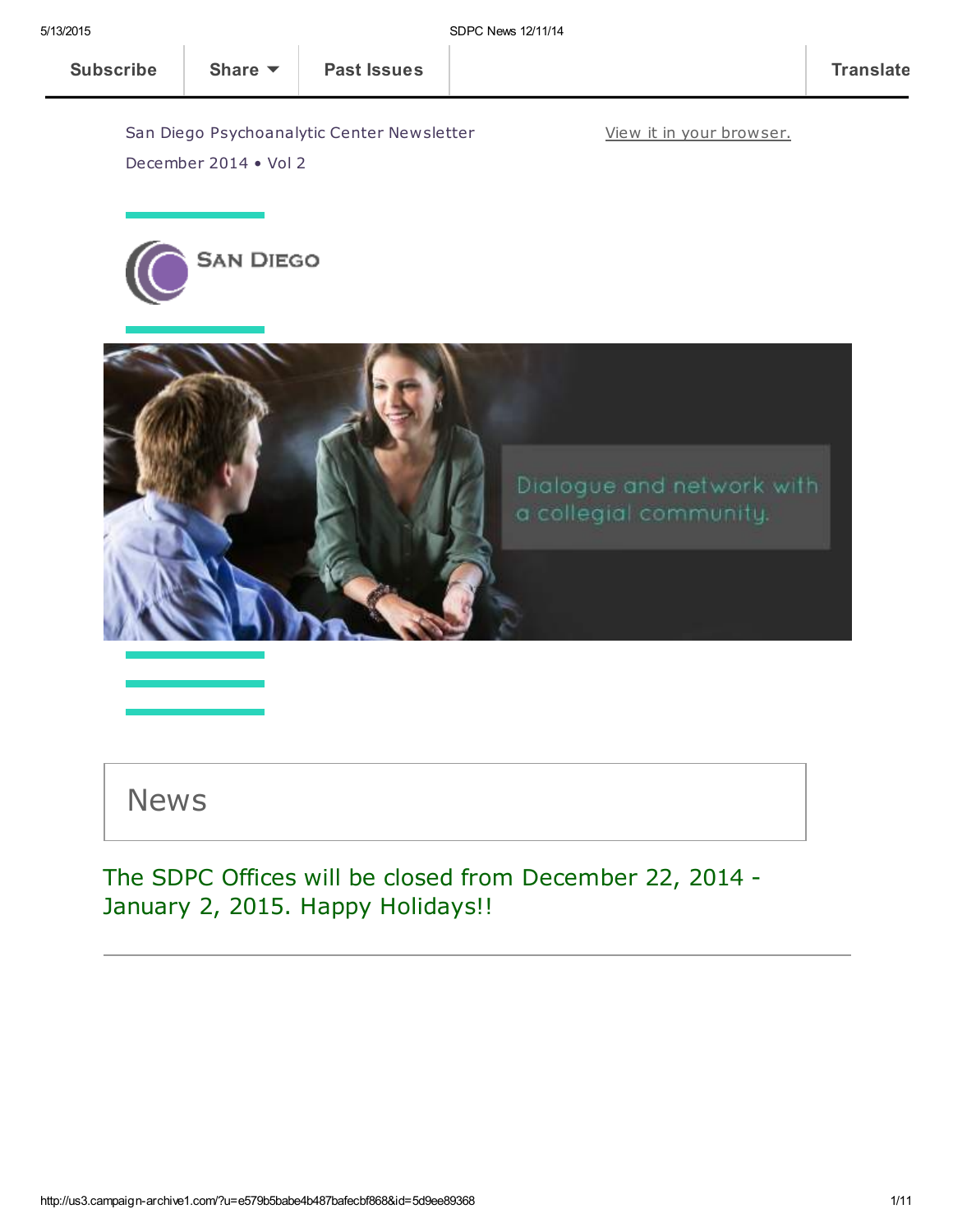Subscribe | Share | Past Issues | Translate

San Diego Psychoanalytic Center Newsletter

View it in your browser.

December 2014 • Vol 2

SAN DIEGO

Dialogue and network with a collegial community.

# News

The SDPC Offices will be closed from December 22, 2014 - January 2, 2015. Happy Holidays!!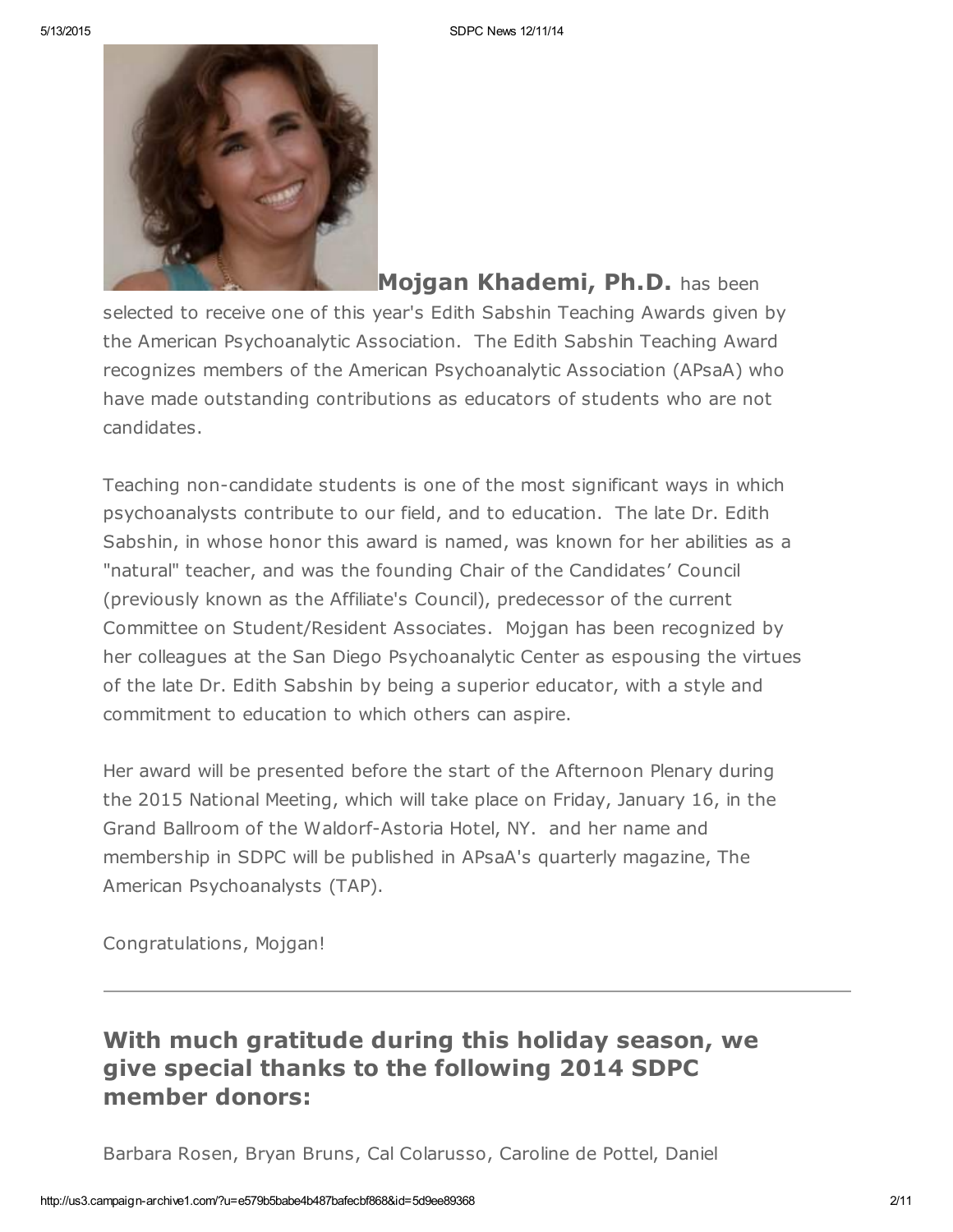**Mojgan Khademi, Ph.D.** has been selected to receive one of this year's Edith Sabshin Teaching Awards given by the American Psychoanalytic Association. The Edith Sabshin Teaching Award recognizes members of the American Psychoanalytic Association (APsaA) who have made outstanding contributions as educators of students who are not candidates.

Teaching non-candidate students is one of the most significant ways in which psychoanalysts contribute to our field, and to education. The late Dr. Edith Sabshin, in whose honor this award is named, was known for her abilities as a "natural" teacher, and was the founding Chair of the Candidates' Council (previously known as the Affiliate's Council), predecessor of the current Committee on Student/Resident Associates. Mojgan has been recognized by her colleagues at the San Diego Psychoanalytic Center as espousing the virtues of the late Dr. Edith Sabshin by being a superior educator, with a style and commitment to education to which others can aspire.

Her award will be presented before the start of the Afternoon Plenary during the 2015 National Meeting, which will take place on Friday, January 16, in the Grand Ballroom of the Waldorf-Astoria Hotel, NY. and her name and membership in SDPC will be published in APsaA's quarterly magazine, The American Psychoanalysts (TAP).

Congratulations, Mojgan!

---

## With much gratitude during this holiday season, we give special thanks to the following 2014 SDPC member donors:

Barbara Rosen, Bryan Bruns, Cal Colarusso, Caroline de Pottel, Daniel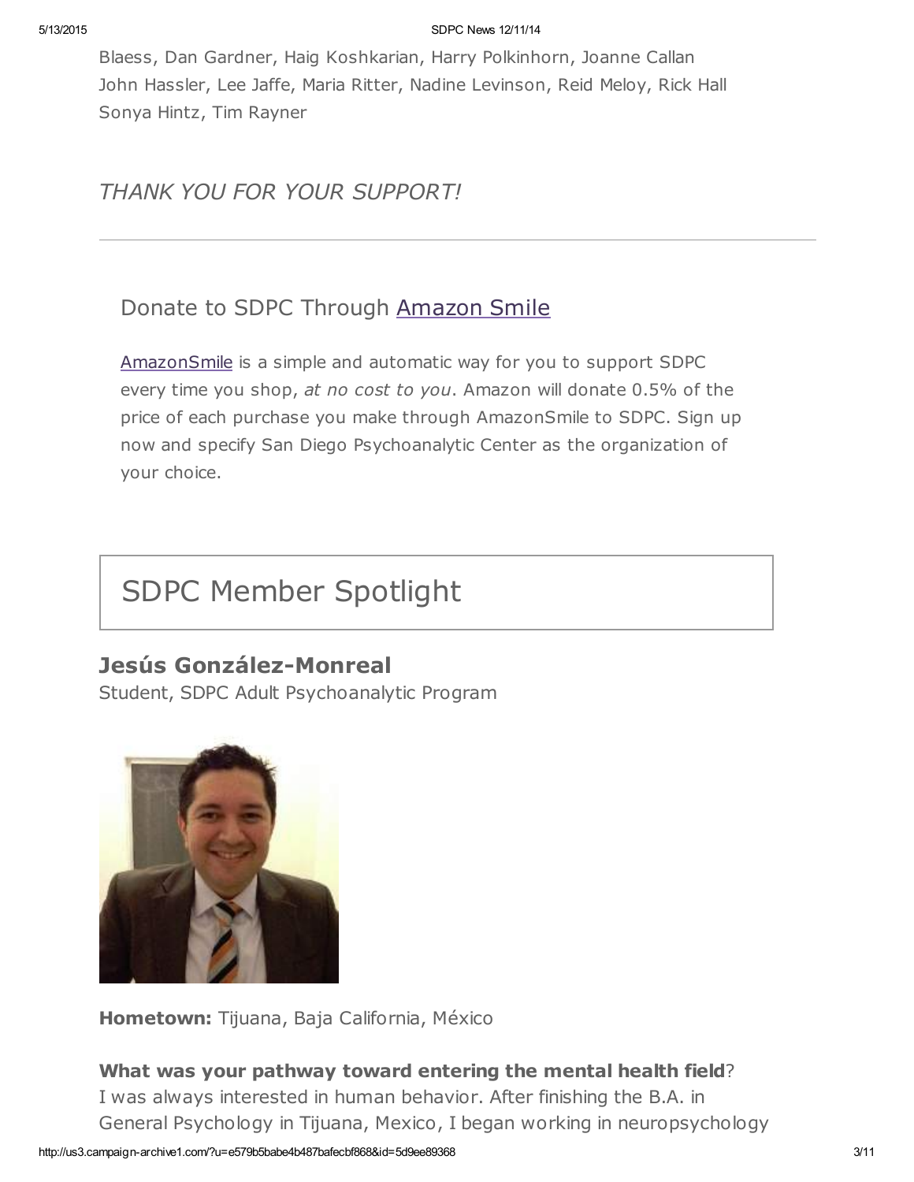Blaess, Dan Gardner, Haig Koshkarian, Harry Polkinhorn, Joanne Callan
John Hassler, Lee Jaffe, Maria Ritter, Nadine Levinson, Reid Meloy, Rick Hall
Sonya Hintz, Tim Rayner

*THANK YOU FOR YOUR SUPPORT!*

---

## Donate to SDPC Through Amazon Smile

AmazonSmile is a simple and automatic way for you to support SDPC every time you shop, *at no cost to you*. Amazon will donate 0.5% of the price of each purchase you make through AmazonSmile to SDPC. Sign up now and specify San Diego Psychoanalytic Center as the organization of your choice.

# SDPC Member Spotlight

### Jesús González-Monreal

Student, SDPC Adult Psychoanalytic Program

**Hometown:** Tijuana, Baja California, México

**What was your pathway toward entering the mental health field**?
I was always interested in human behavior. After finishing the B.A. in General Psychology in Tijuana, Mexico, I began working in neuropsychology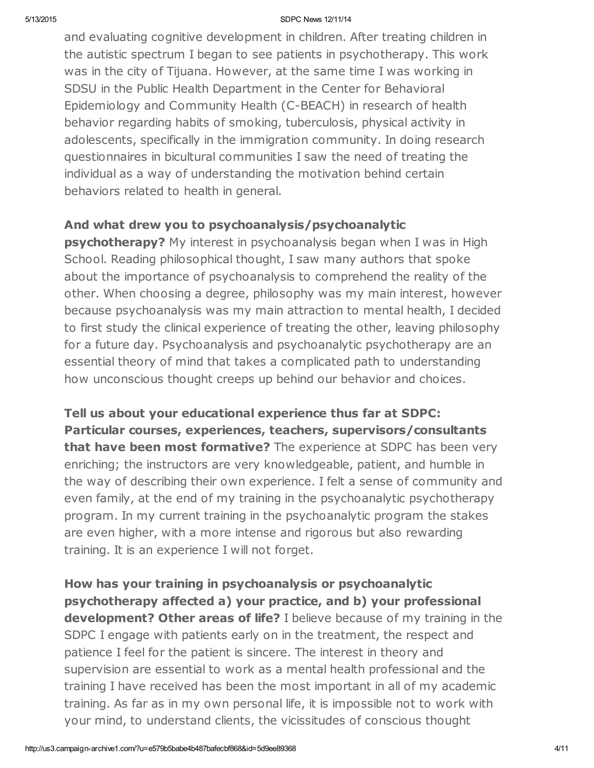and evaluating cognitive development in children. After treating children in the autistic spectrum I began to see patients in psychotherapy. This work was in the city of Tijuana. However, at the same time I was working in SDSU in the Public Health Department in the Center for Behavioral Epidemiology and Community Health (C-BEACH) in research of health behavior regarding habits of smoking, tuberculosis, physical activity in adolescents, specifically in the immigration community. In doing research questionnaires in bicultural communities I saw the need of treating the individual as a way of understanding the motivation behind certain behaviors related to health in general.

**And what drew you to psychoanalysis/psychoanalytic psychotherapy?** My interest in psychoanalysis began when I was in High School. Reading philosophical thought, I saw many authors that spoke about the importance of psychoanalysis to comprehend the reality of the other. When choosing a degree, philosophy was my main interest, however because psychoanalysis was my main attraction to mental health, I decided to first study the clinical experience of treating the other, leaving philosophy for a future day. Psychoanalysis and psychoanalytic psychotherapy are an essential theory of mind that takes a complicated path to understanding how unconscious thought creeps up behind our behavior and choices.

**Tell us about your educational experience thus far at SDPC: Particular courses, experiences, teachers, supervisors/consultants that have been most formative?** The experience at SDPC has been very enriching; the instructors are very knowledgeable, patient, and humble in the way of describing their own experience. I felt a sense of community and even family, at the end of my training in the psychoanalytic psychotherapy program. In my current training in the psychoanalytic program the stakes are even higher, with a more intense and rigorous but also rewarding training. It is an experience I will not forget.

**How has your training in psychoanalysis or psychoanalytic psychotherapy affected a) your practice, and b) your professional development? Other areas of life?** I believe because of my training in the SDPC I engage with patients early on in the treatment, the respect and patience I feel for the patient is sincere. The interest in theory and supervision are essential to work as a mental health professional and the training I have received has been the most important in all of my academic training. As far as in my own personal life, it is impossible not to work with your mind, to understand clients, the vicissitudes of conscious thought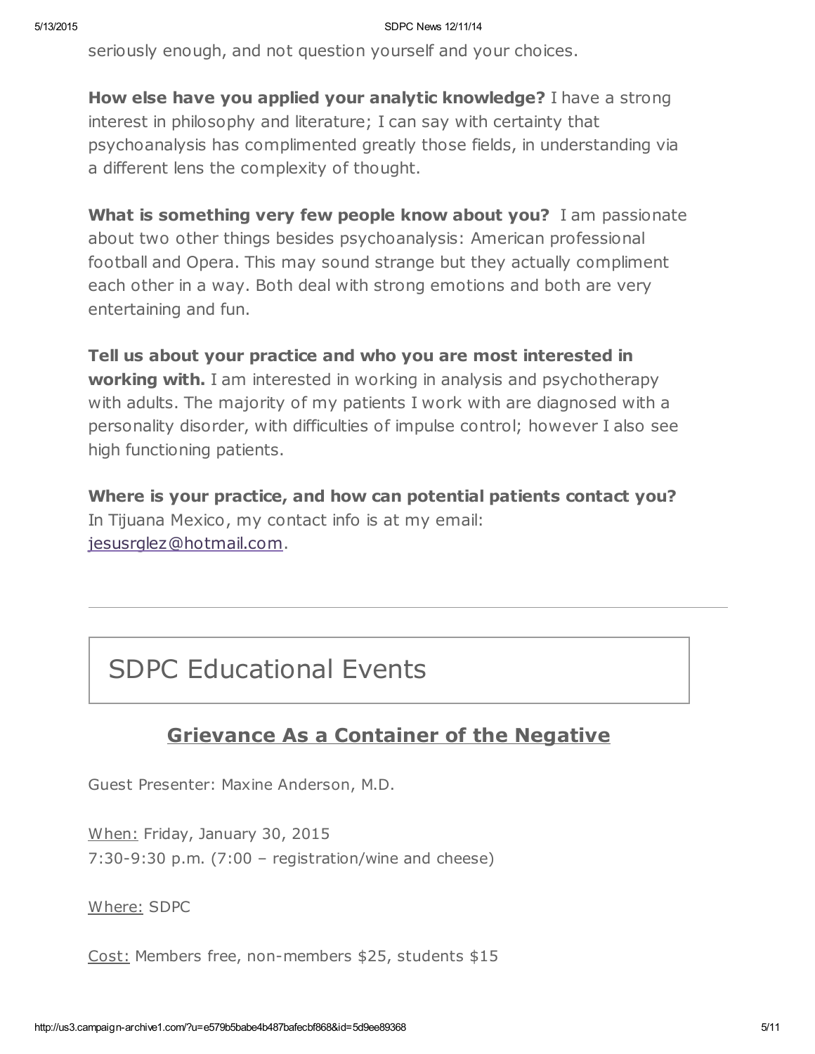seriously enough, and not question yourself and your choices.

**How else have you applied your analytic knowledge?** I have a strong interest in philosophy and literature; I can say with certainty that psychoanalysis has complimented greatly those fields, in understanding via a different lens the complexity of thought.

**What is something very few people know about you?** I am passionate about two other things besides psychoanalysis: American professional football and Opera. This may sound strange but they actually compliment each other in a way. Both deal with strong emotions and both are very entertaining and fun.

**Tell us about your practice and who you are most interested in working with.** I am interested in working in analysis and psychotherapy with adults. The majority of my patients I work with are diagnosed with a personality disorder, with difficulties of impulse control; however I also see high functioning patients.

**Where is your practice, and how can potential patients contact you?** In Tijuana Mexico, my contact info is at my email: jesusrglez@hotmail.com.

---

## SDPC Educational Events

### Grievance As a Container of the Negative

Guest Presenter: Maxine Anderson, M.D.

When: Friday, January 30, 2015
7:30-9:30 p.m. (7:00 – registration/wine and cheese)

Where: SDPC

Cost: Members free, non-members $25, students $15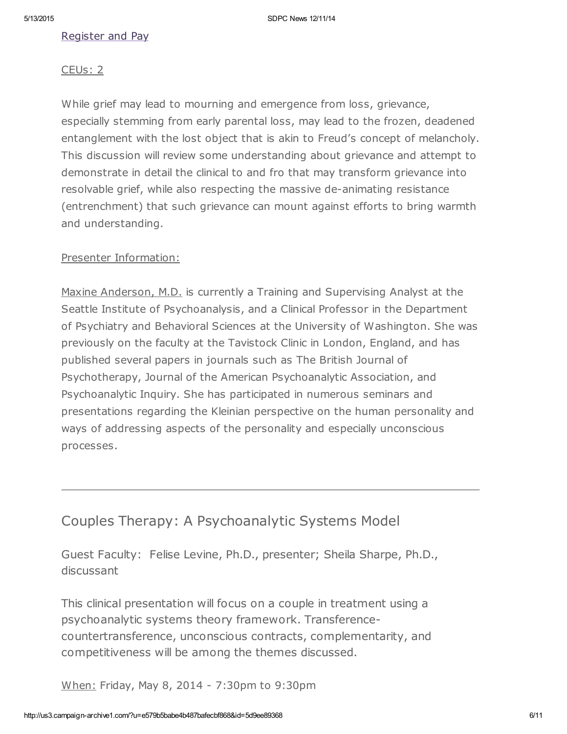Register and Pay

CEUs: 2

While grief may lead to mourning and emergence from loss, grievance, especially stemming from early parental loss, may lead to the frozen, deadened entanglement with the lost object that is akin to Freud's concept of melancholy. This discussion will review some understanding about grievance and attempt to demonstrate in detail the clinical to and fro that may transform grievance into resolvable grief, while also respecting the massive de-animating resistance (entrenchment) that such grievance can mount against efforts to bring warmth and understanding.

Presenter Information:

Maxine Anderson, M.D. is currently a Training and Supervising Analyst at the Seattle Institute of Psychoanalysis, and a Clinical Professor in the Department of Psychiatry and Behavioral Sciences at the University of Washington. She was previously on the faculty at the Tavistock Clinic in London, England, and has published several papers in journals such as The British Journal of Psychotherapy, Journal of the American Psychoanalytic Association, and Psychoanalytic Inquiry. She has participated in numerous seminars and presentations regarding the Kleinian perspective on the human personality and ways of addressing aspects of the personality and especially unconscious processes.

---

## Couples Therapy: A Psychoanalytic Systems Model

Guest Faculty: Felise Levine, Ph.D., presenter; Sheila Sharpe, Ph.D., discussant

This clinical presentation will focus on a couple in treatment using a psychoanalytic systems theory framework. Transference-countertransference, unconscious contracts, complementarity, and competitiveness will be among the themes discussed.

When: Friday, May 8, 2014 - 7:30pm to 9:30pm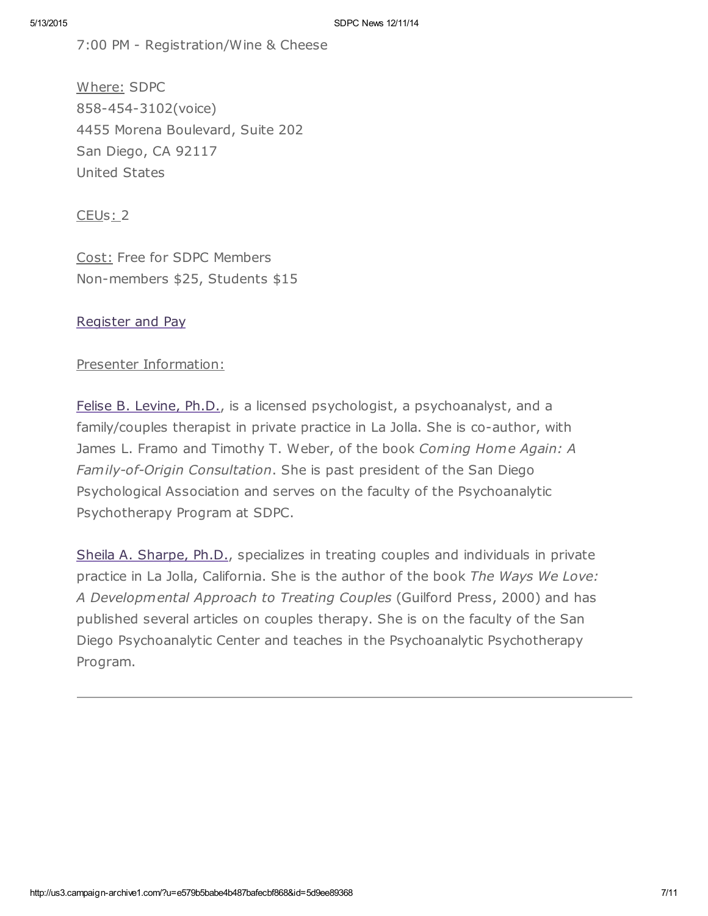7:00 PM - Registration/Wine & Cheese

Where: SDPC
858-454-3102(voice)
4455 Morena Boulevard, Suite 202
San Diego, CA 92117
United States

CEUs: 2

Cost: Free for SDPC Members
Non-members $25, Students $15

Register and Pay

Presenter Information:

Felise B. Levine, Ph.D., is a licensed psychologist, a psychoanalyst, and a family/couples therapist in private practice in La Jolla. She is co-author, with James L. Framo and Timothy T. Weber, of the book *Coming Home Again: A Family-of-Origin Consultation*. She is past president of the San Diego Psychological Association and serves on the faculty of the Psychoanalytic Psychotherapy Program at SDPC.

Sheila A. Sharpe, Ph.D., specializes in treating couples and individuals in private practice in La Jolla, California. She is the author of the book *The Ways We Love: A Developmental Approach to Treating Couples* (Guilford Press, 2000) and has published several articles on couples therapy. She is on the faculty of the San Diego Psychoanalytic Center and teaches in the Psychoanalytic Psychotherapy Program.

---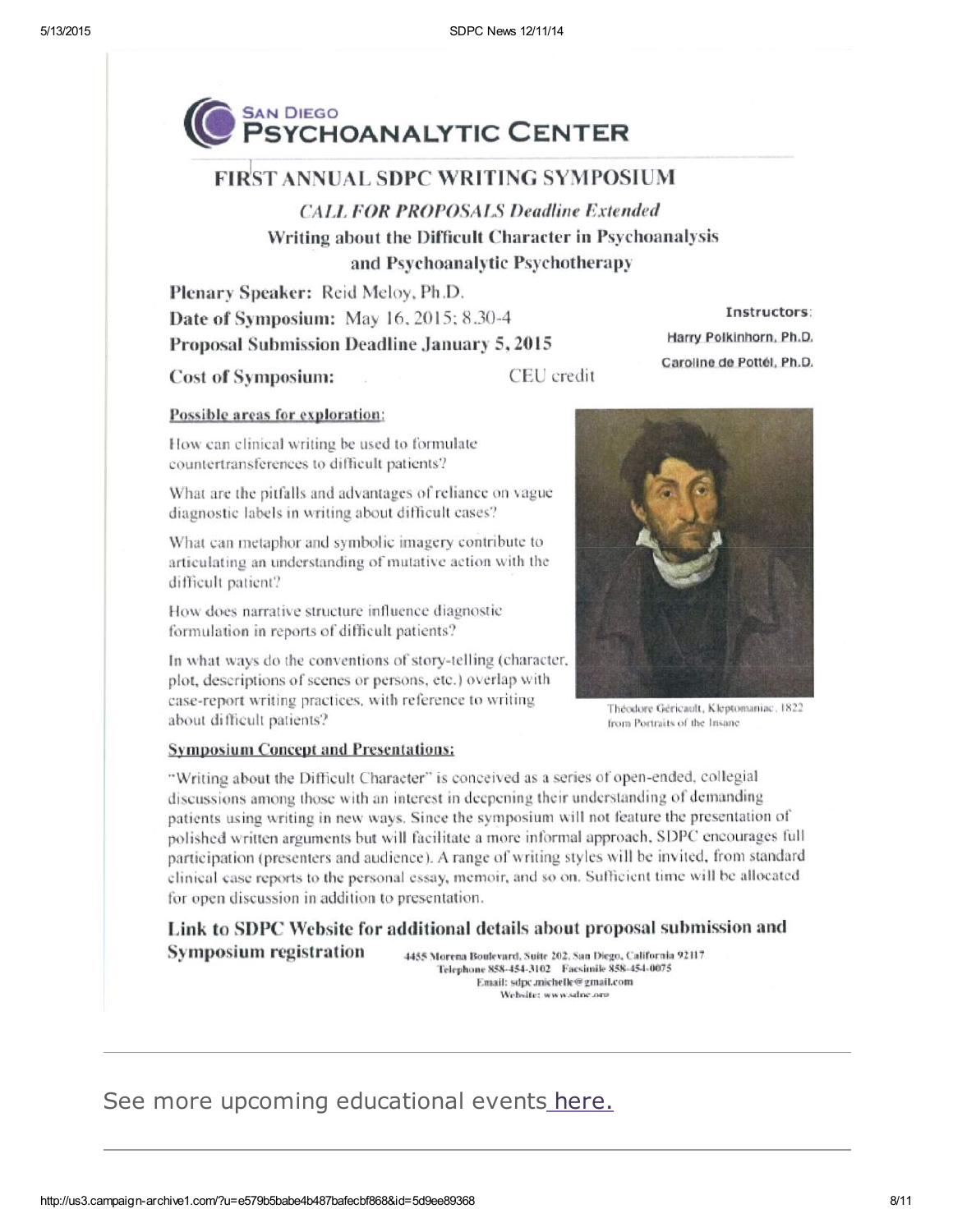# SAN DIEGO PSYCHOANALYTIC CENTER

## FIRST ANNUAL SDPC WRITING SYMPOSIUM

### *CALL FOR PROPOSALS Deadline Extended*

### Writing about the Difficult Character in Psychoanalysis and Psychoanalytic Psychotherapy

**Plenary Speaker:** Reid Meloy, Ph.D.

**Date of Symposium:** May 16, 2015; 8.30-4

**Proposal Submission Deadline January 5, 2015**

**Cost of Symposium:** CEU credit

**Instructors:**
Harry Polkinhorn, Ph.D.
Caroline de Pottél, Ph.D.

**Possible areas for exploration:**

How can clinical writing be used to formulate countertransferences to difficult patients?

What are the pitfalls and advantages of reliance on vague diagnostic labels in writing about difficult cases?

What can metaphor and symbolic imagery contribute to articulating an understanding of mutative action with the difficult patient?

How does narrative structure influence diagnostic formulation in reports of difficult patients?

In what ways do the conventions of story-telling (character, plot, descriptions of scenes or persons, etc.) overlap with case-report writing practices, with reference to writing about difficult patients?

Théodore Géricault, Kleptomaniac, 1822 from Portraits of the Insane

**Symposium Concept and Presentations:**

"Writing about the Difficult Character" is conceived as a series of open-ended, collegial discussions among those with an interest in deepening their understanding of demanding patients using writing in new ways. Since the symposium will not feature the presentation of polished written arguments but will facilitate a more informal approach, SDPC encourages full participation (presenters and audience). A range of writing styles will be invited, from standard clinical case reports to the personal essay, memoir, and so on. Sufficient time will be allocated for open discussion in addition to presentation.

**Link to SDPC Website for additional details about proposal submission and Symposium registration**

4455 Morena Boulevard, Suite 202, San Diego, California 92117
Telephone 858-454-3102 Facsimile 858-454-0075
Email: sdpc.michelle@gmail.com
Website: www.sdpc.org

---

See more upcoming educational events here.

---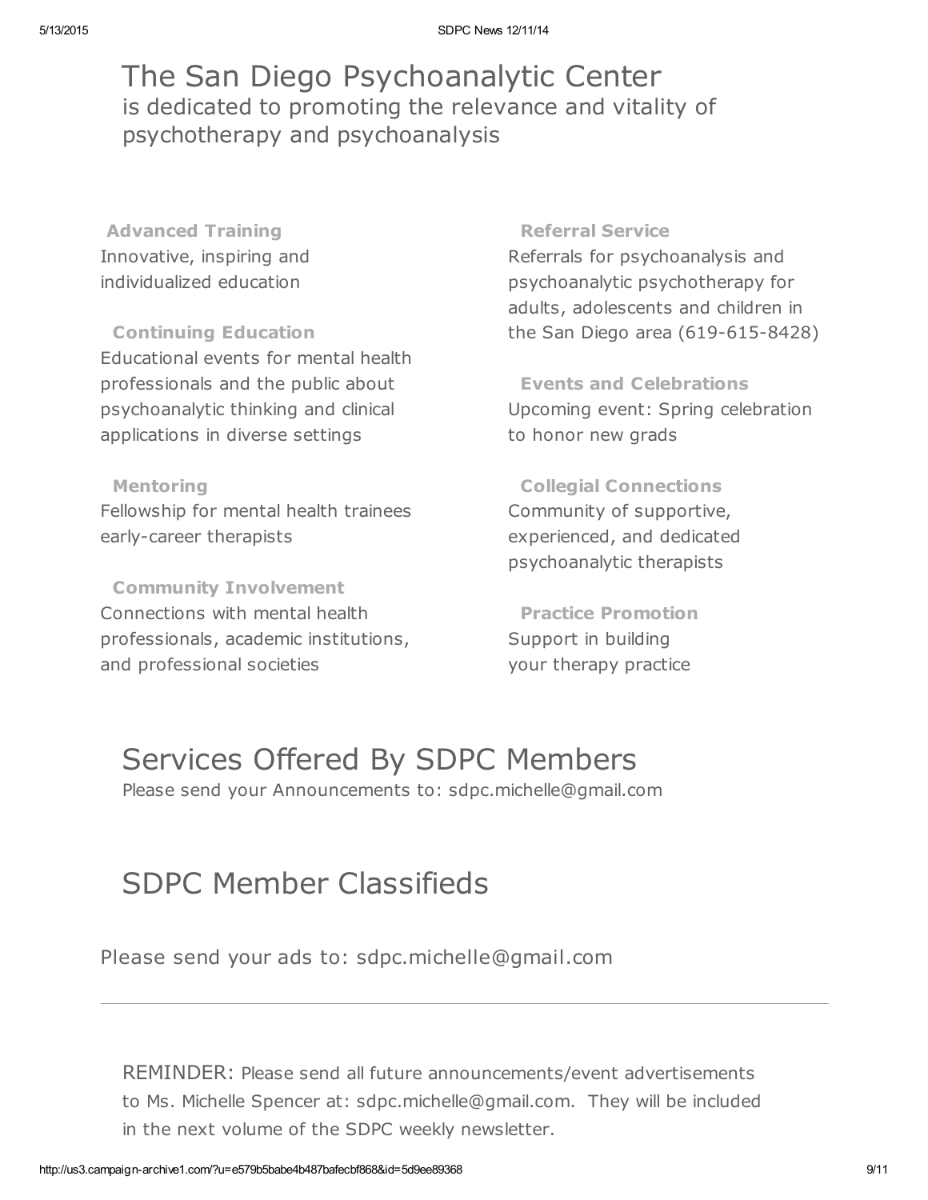# The San Diego Psychoanalytic Center

is dedicated to promoting the relevance and vitality of psychotherapy and psychoanalysis

**Advanced Training**
Innovative, inspiring and individualized education

**Continuing Education**
Educational events for mental health professionals and the public about psychoanalytic thinking and clinical applications in diverse settings

**Mentoring**
Fellowship for mental health trainees early-career therapists

**Community Involvement**
Connections with mental health professionals, academic institutions, and professional societies

**Referral Service**
Referrals for psychoanalysis and psychoanalytic psychotherapy for adults, adolescents and children in the San Diego area (619-615-8428)

**Events and Celebrations**
Upcoming event: Spring celebration to honor new grads

**Collegial Connections**
Community of supportive, experienced, and dedicated psychoanalytic therapists

**Practice Promotion**
Support in building your therapy practice

# Services Offered By SDPC Members

Please send your Announcements to: sdpc.michelle@gmail.com

# SDPC Member Classifieds

Please send your ads to: sdpc.michelle@gmail.com

---

REMINDER: Please send all future announcements/event advertisements to Ms. Michelle Spencer at: sdpc.michelle@gmail.com. They will be included in the next volume of the SDPC weekly newsletter.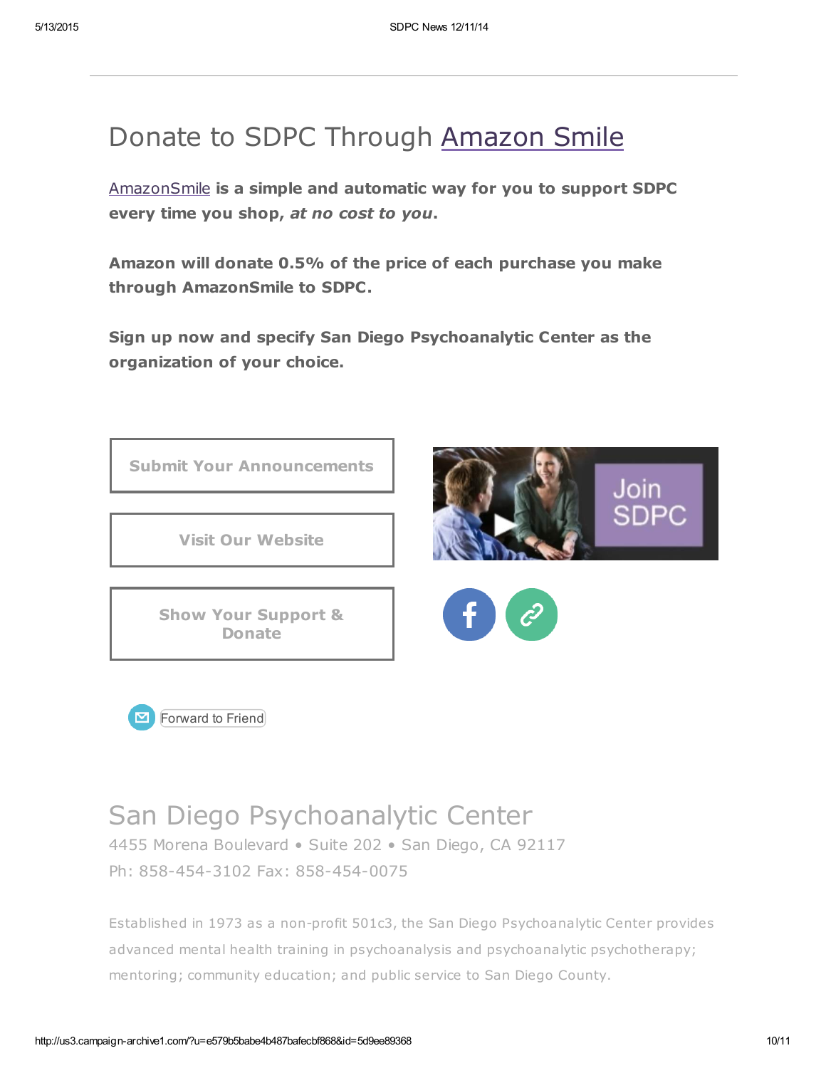# Donate to SDPC Through Amazon Smile

AmazonSmile **is a simple and automatic way for you to support SDPC every time you shop, *at no cost to you*.**

**Amazon will donate 0.5% of the price of each purchase you make through AmazonSmile to SDPC.**

**Sign up now and specify San Diego Psychoanalytic Center as the organization of your choice.**

**Submit Your Announcements**

**Visit Our Website**

**Show Your Support & Donate**

Join SDPC

Forward to Friend

## San Diego Psychoanalytic Center

4455 Morena Boulevard • Suite 202 • San Diego, CA 92117

Ph: 858-454-3102 Fax: 858-454-0075

Established in 1973 as a non-profit 501c3, the San Diego Psychoanalytic Center provides advanced mental health training in psychoanalysis and psychoanalytic psychotherapy; mentoring; community education; and public service to San Diego County.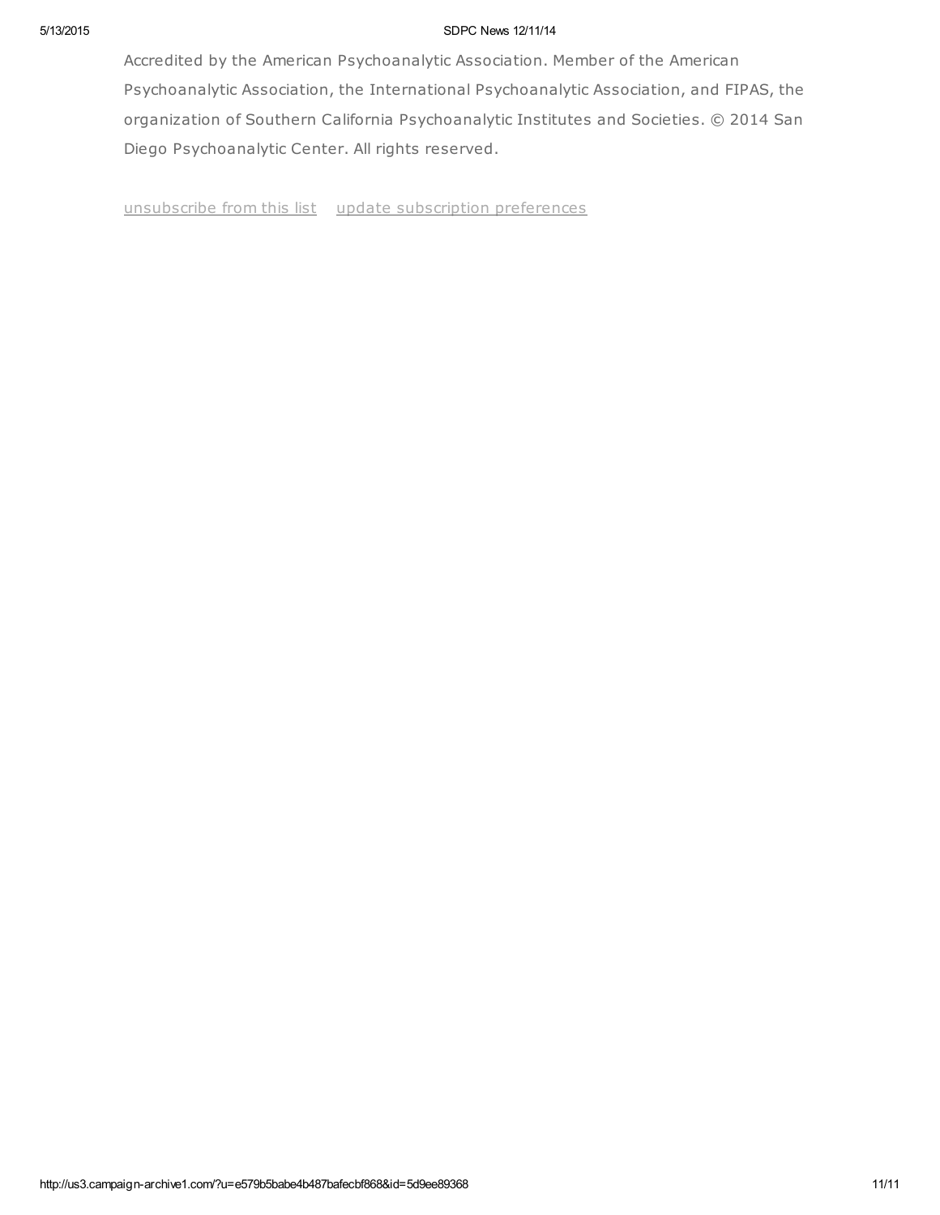Accredited by the American Psychoanalytic Association. Member of the American Psychoanalytic Association, the International Psychoanalytic Association, and FIPAS, the organization of Southern California Psychoanalytic Institutes and Societies. © 2014 San Diego Psychoanalytic Center. All rights reserved.

unsubscribe from this list    update subscription preferences